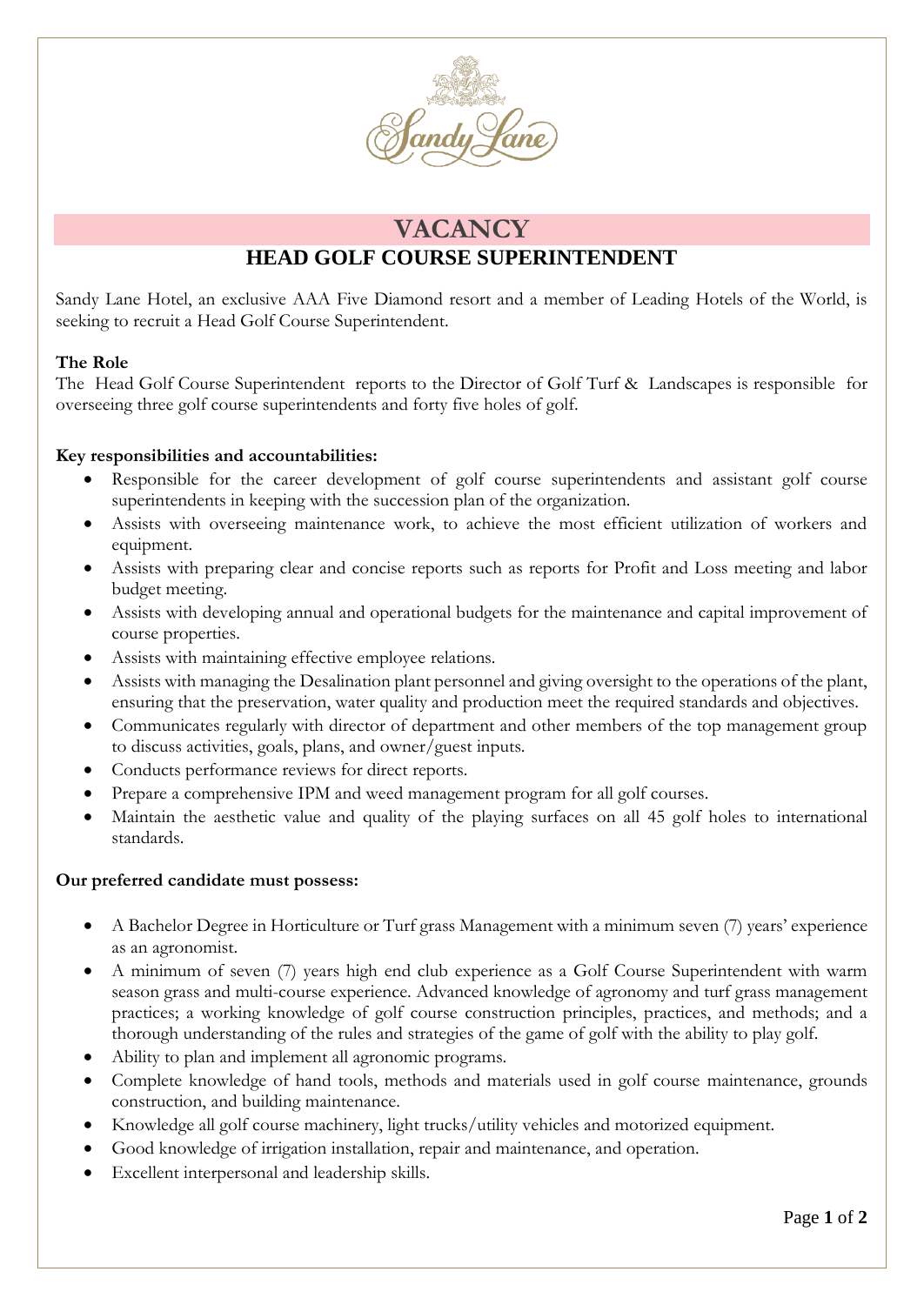# VACANCY

## HEAD GOLF COURSE SUPERINTENDENT

Sandy Lane Hotel, an exclusive AAA Five Diamond resort and a member of Leading Hotels of the World, is seeking to recruit a Head Golf Course Superintendent.

**The Role**

The Head Golf Course Superintendent reports to the Director of Golf Turf & Landscapes is responsible for overseeing three golf course superintendents and forty five holes of golf.

**Key responsibilities and accountabilities:**

- Responsible for the career development of golf course superintendents and assistant golf course superintendents in keeping with the succession plan of the organization.
- Assists with overseeing maintenance work, to achieve the most efficient utilization of workers and equipment.
- Assists with preparing clear and concise reports such as reports for Profit and Loss meeting and labor budget meeting.
- Assists with developing annual and operational budgets for the maintenance and capital improvement of course properties.
- Assists with maintaining effective employee relations.
- Assists with managing the Desalination plant personnel and giving oversight to the operations of the plant, ensuring that the preservation, water quality and production meet the required standards and objectives.
- Communicates regularly with director of department and other members of the top management group to discuss activities, goals, plans, and owner/guest inputs.
- Conducts performance reviews for direct reports.
- Prepare a comprehensive IPM and weed management program for all golf courses.
- Maintain the aesthetic value and quality of the playing surfaces on all 45 golf holes to international standards.

**Our preferred candidate must possess:**

- A Bachelor Degree in Horticulture or Turf grass Management with a minimum seven (7) years' experience as an agronomist.
- A minimum of seven (7) years high end club experience as a Golf Course Superintendent with warm season grass and multi-course experience. Advanced knowledge of agronomy and turf grass management practices; a working knowledge of golf course construction principles, practices, and methods; and a thorough understanding of the rules and strategies of the game of golf with the ability to play golf.
- Ability to plan and implement all agronomic programs.
- Complete knowledge of hand tools, methods and materials used in golf course maintenance, grounds construction, and building maintenance.
- Knowledge all golf course machinery, light trucks/utility vehicles and motorized equipment.
- Good knowledge of irrigation installation, repair and maintenance, and operation.
- Excellent interpersonal and leadership skills.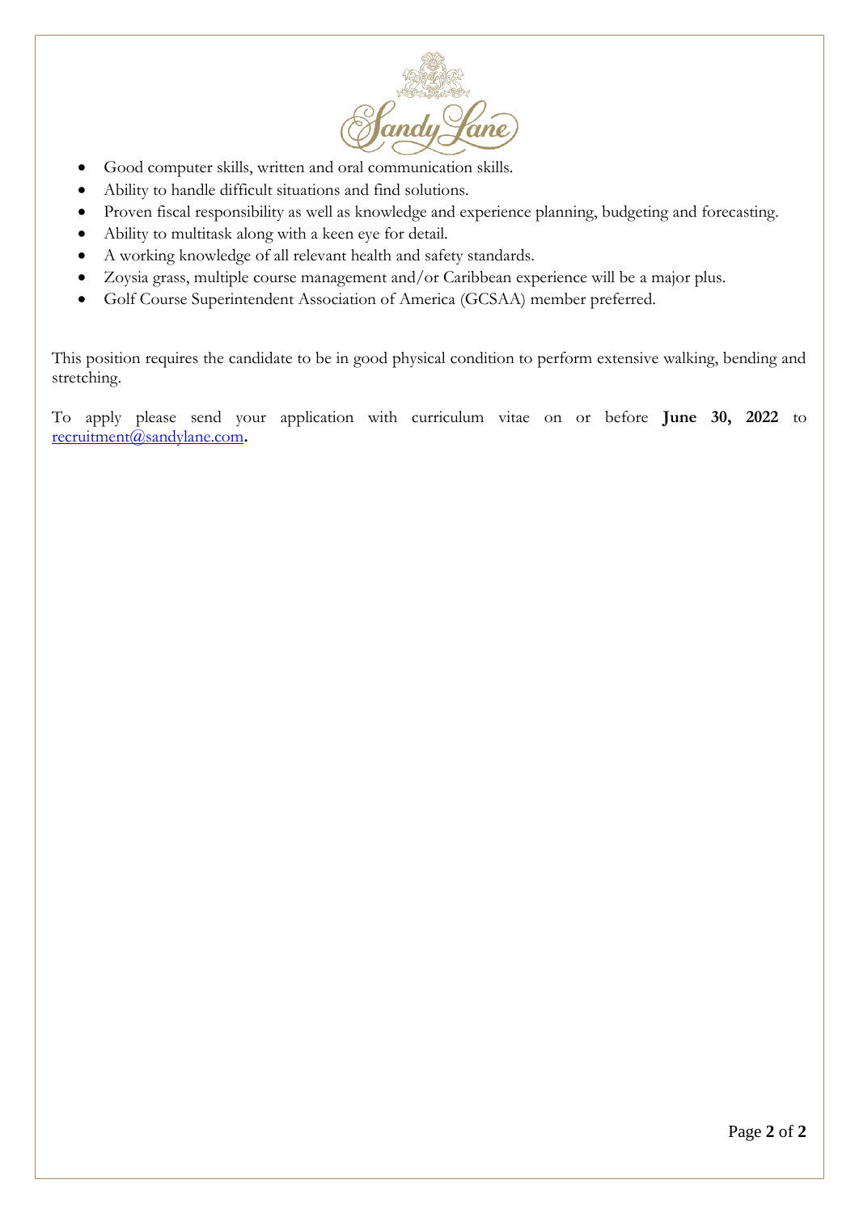- Good computer skills, written and oral communication skills.
- Ability to handle difficult situations and find solutions.
- Proven fiscal responsibility as well as knowledge and experience planning, budgeting and forecasting.
- Ability to multitask along with a keen eye for detail.
- A working knowledge of all relevant health and safety standards.
- Zoysia grass, multiple course management and/or Caribbean experience will be a major plus.
- Golf Course Superintendent Association of America (GCSAA) member preferred.

This position requires the candidate to be in good physical condition to perform extensive walking, bending and stretching.

To apply please send your application with curriculum vitae on or before **June 30, 2022** to recruitment@sandylane.com**.**